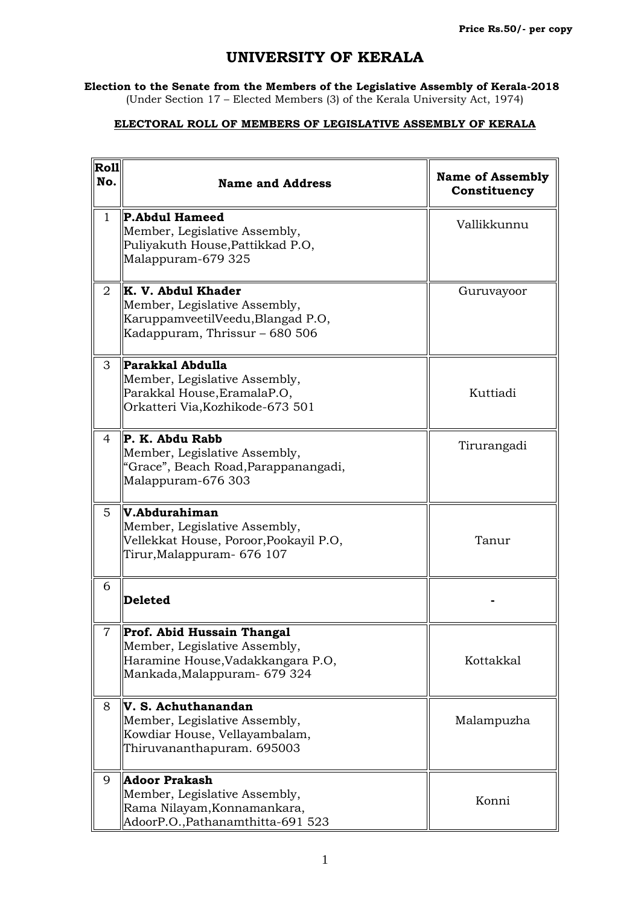Price Rs.50/- per copy

# UNIVERSITY OF KERALA

**Election to the Senate from the Members of the Legislative Assembly of Kerala-2018**
(Under Section 17 – Elected Members (3) of the Kerala University Act, 1974)

## ELECTORAL ROLL OF MEMBERS OF LEGISLATIVE ASSEMBLY OF KERALA

| Roll No. | Name and Address | Name of Assembly Constituency |
|---|---|---|
| 1 | **P.Abdul Hameed**<br>Member, Legislative Assembly,<br>Puliyakuth House,Pattikkad P.O,<br>Malappuram-679 325 | Vallikkunnu |
| 2 | **K. V. Abdul Khader**<br>Member, Legislative Assembly,<br>KaruppamveetilVeedu,Blangad P.O,<br>Kadappuram, Thrissur – 680 506 | Guruvayoor |
| 3 | **Parakkal Abdulla**<br>Member, Legislative Assembly,<br>Parakkal House,EramalaP.O,<br>Orkatteri Via,Kozhikode-673 501 | Kuttiadi |
| 4 | **P. K. Abdu Rabb**<br>Member, Legislative Assembly,<br>"Grace", Beach Road,Parappanangadi,<br>Malappuram-676 303 | Tirurangadi |
| 5 | **V.Abdurahiman**<br>Member, Legislative Assembly,<br>Vellekkat House, Poroor,Pookayil P.O,<br>Tirur,Malappuram- 676 107 | Tanur |
| 6 | **Deleted** | - |
| 7 | **Prof. Abid Hussain Thangal**<br>Member, Legislative Assembly,<br>Haramine House,Vadakkangara P.O,<br>Mankada,Malappuram- 679 324 | Kottakkal |
| 8 | **V. S. Achuthanandan**<br>Member, Legislative Assembly,<br>Kowdiar House, Vellayambalam,<br>Thiruvananthapuram. 695003 | Malampuzha |
| 9 | **Adoor Prakash**<br>Member, Legislative Assembly,<br>Rama Nilayam,Konnamankara,<br>AdoorP.O.,Pathanamthitta-691 523 | Konni |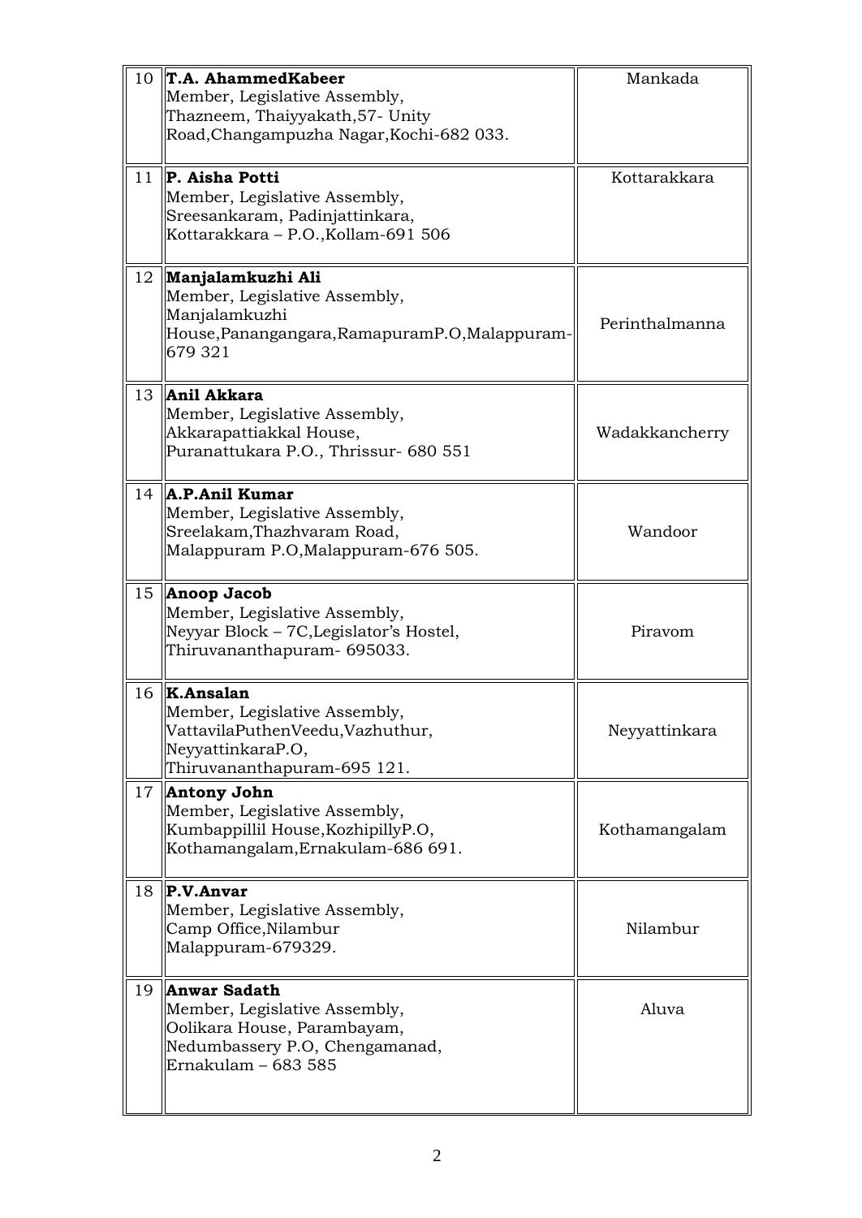| | | |
|---|---|---|
| 10 | **T.A. AhammedKabeer**<br>Member, Legislative Assembly,<br>Thazneem, Thaiyyakath,57- Unity Road,Changampuzha Nagar,Kochi-682 033. | Mankada |
| 11 | **P. Aisha Potti**<br>Member, Legislative Assembly,<br>Sreesankaram, Padinjattinkara,<br>Kottarakkara – P.O.,Kollam-691 506 | Kottarakkara |
| 12 | **Manjalamkuzhi Ali**<br>Member, Legislative Assembly,<br>Manjalamkuzhi House,Panangangara,RamapuramP.O,Malappuram-679 321 | Perinthalmanna |
| 13 | **Anil Akkara**<br>Member, Legislative Assembly,<br>Akkarapattiakkal House,<br>Puranattukara P.O., Thrissur- 680 551 | Wadakkancherry |
| 14 | **A.P.Anil Kumar**<br>Member, Legislative Assembly,<br>Sreelakam,Thazhvaram Road,<br>Malappuram P.O,Malappuram-676 505. | Wandoor |
| 15 | **Anoop Jacob**<br>Member, Legislative Assembly,<br>Neyyar Block – 7C,Legislator's Hostel,<br>Thiruvananthapuram- 695033. | Piravom |
| 16 | **K.Ansalan**<br>Member, Legislative Assembly,<br>VattavilaPuthenVeedu,Vazhuthur,<br>NeyyattinkaraP.O,<br>Thiruvananthapuram-695 121. | Neyyattinkara |
| 17 | **Antony John**<br>Member, Legislative Assembly,<br>Kumbappillil House,KozhipillyP.O,<br>Kothamangalam,Ernakulam-686 691. | Kothamangalam |
| 18 | **P.V.Anvar**<br>Member, Legislative Assembly,<br>Camp Office,Nilambur<br>Malappuram-679329. | Nilambur |
| 19 | **Anwar Sadath**<br>Member, Legislative Assembly,<br>Oolikara House, Parambayam,<br>Nedumbassery P.O, Chengamanad,<br>Ernakulam – 683 585 | Aluva |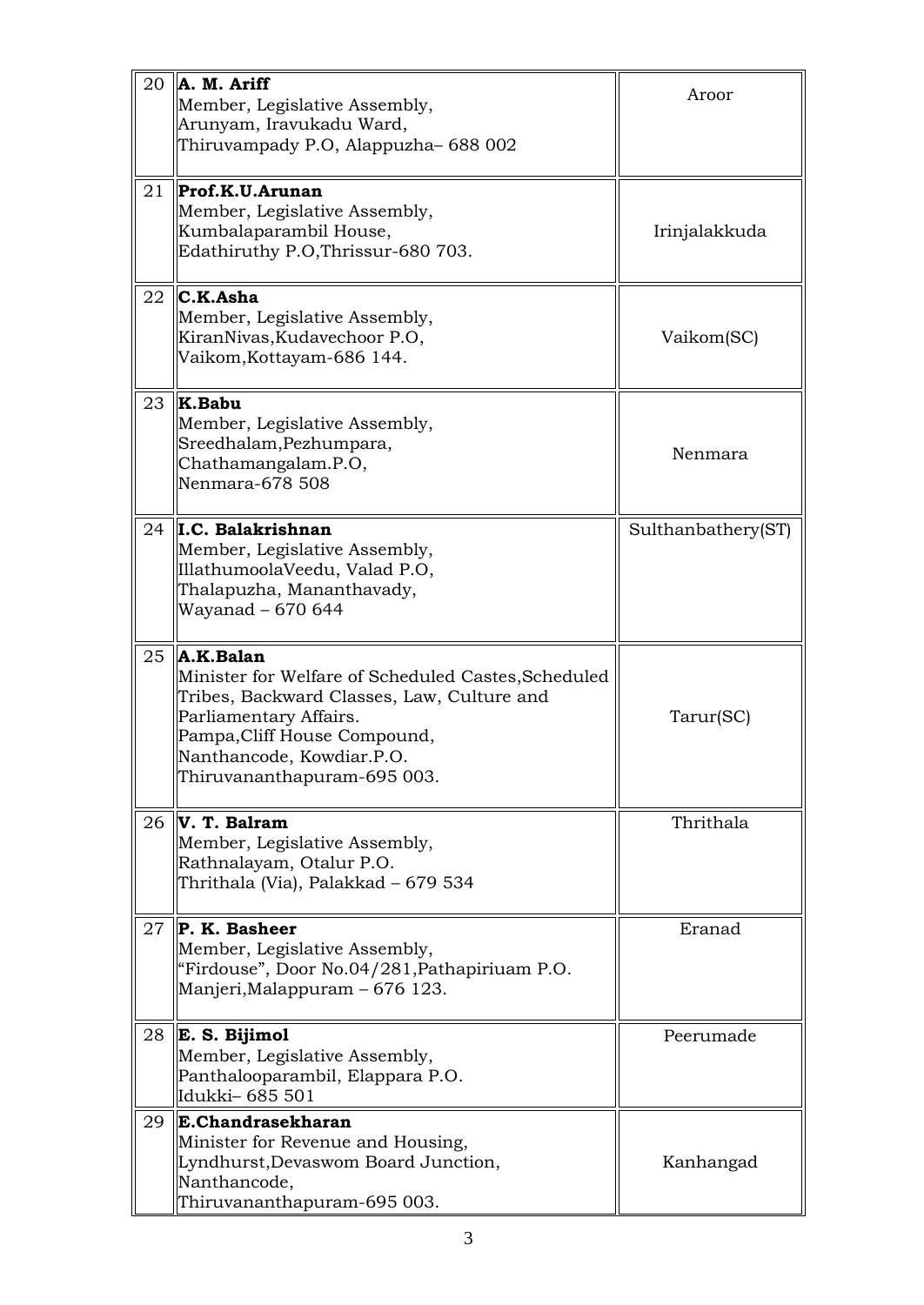| | | |
|---|---|---|
| 20 | **A. M. Ariff**<br>Member, Legislative Assembly,<br>Arunyam, Iravukadu Ward,<br>Thiruvampady P.O, Alappuzha– 688 002 | Aroor |
| 21 | **Prof.K.U.Arunan**<br>Member, Legislative Assembly,<br>Kumbalaparambil House,<br>Edathiruthy P.O,Thrissur-680 703. | Irinjalakkuda |
| 22 | **C.K.Asha**<br>Member, Legislative Assembly,<br>KiranNivas,Kudavechoor P.O,<br>Vaikom,Kottayam-686 144. | Vaikom(SC) |
| 23 | **K.Babu**<br>Member, Legislative Assembly,<br>Sreedhalam,Pezhumpara,<br>Chathamangalam.P.O,<br>Nenmara-678 508 | Nenmara |
| 24 | **I.C. Balakrishnan**<br>Member, Legislative Assembly,<br>IllathumoolaVeedu, Valad P.O,<br>Thalapuzha, Mananthavady,<br>Wayanad – 670 644 | Sulthanbathery(ST) |
| 25 | **A.K.Balan**<br>Minister for Welfare of Scheduled Castes,Scheduled Tribes, Backward Classes, Law, Culture and Parliamentary Affairs.<br>Pampa,Cliff House Compound,<br>Nanthancode, Kowdiar.P.O.<br>Thiruvananthapuram-695 003. | Tarur(SC) |
| 26 | **V. T. Balram**<br>Member, Legislative Assembly,<br>Rathnalayam, Otalur P.O.<br>Thrithala (Via), Palakkad – 679 534 | Thrithala |
| 27 | **P. K. Basheer**<br>Member, Legislative Assembly,<br>"Firdouse", Door No.04/281,Pathapiriuam P.O.<br>Manjeri,Malappuram – 676 123. | Eranad |
| 28 | **E. S. Bijimol**<br>Member, Legislative Assembly,<br>Panthalooparambil, Elappara P.O.<br>Idukki– 685 501 | Peerumade |
| 29 | **E.Chandrasekharan**<br>Minister for Revenue and Housing,<br>Lyndhurst,Devaswom Board Junction,<br>Nanthancode,<br>Thiruvananthapuram-695 003. | Kanhangad |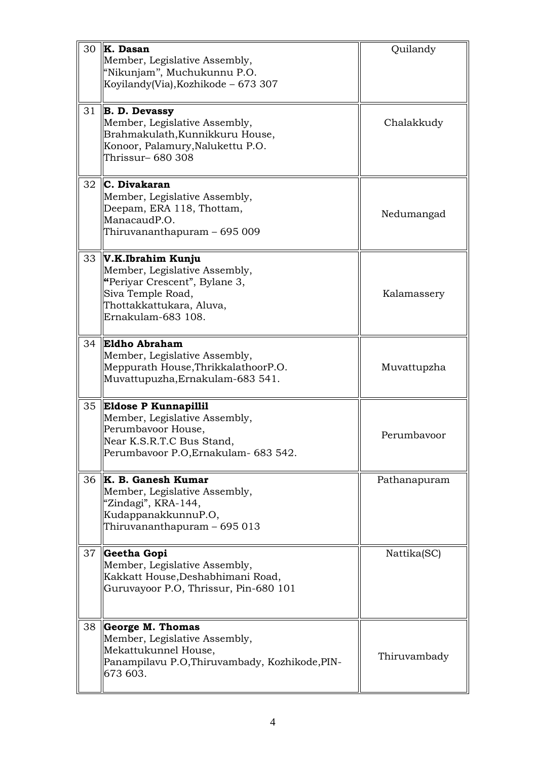| | | |
|---|---|---|
| 30 | **K. Dasan**<br>Member, Legislative Assembly,<br>"Nikunjam", Muchukunnu P.O.<br>Koyilandy(Via),Kozhikode – 673 307 | Quilandy |
| 31 | **B. D. Devassy**<br>Member, Legislative Assembly,<br>Brahmakulath,Kunnikkuru House,<br>Konoor, Palamury,Nalukettu P.O.<br>Thrissur– 680 308 | Chalakkudy |
| 32 | **C. Divakaran**<br>Member, Legislative Assembly,<br>Deepam, ERA 118, Thottam,<br>ManacaudP.O.<br>Thiruvananthapuram – 695 009 | Nedumangad |
| 33 | **V.K.Ibrahim Kunju**<br>Member, Legislative Assembly,<br>**"**Periyar Crescent", Bylane 3,<br>Siva Temple Road,<br>Thottakkattukara, Aluva,<br>Ernakulam-683 108. | Kalamassery |
| 34 | **Eldho Abraham**<br>Member, Legislative Assembly,<br>Meppurath House,ThrikkalathoorP.O.<br>Muvattupuzha,Ernakulam-683 541. | Muvattupzha |
| 35 | **Eldose P Kunnapillil**<br>Member, Legislative Assembly,<br>Perumbavoor House,<br>Near K.S.R.T.C Bus Stand,<br>Perumbavoor P.O,Ernakulam- 683 542. | Perumbavoor |
| 36 | **K. B. Ganesh Kumar**<br>Member, Legislative Assembly,<br>"Zindagi", KRA-144,<br>KudappanakkunnuP.O,<br>Thiruvananthapuram – 695 013 | Pathanapuram |
| 37 | **Geetha Gopi**<br>Member, Legislative Assembly,<br>Kakkatt House,Deshabhimani Road,<br>Guruvayoor P.O, Thrissur, Pin-680 101 | Nattika(SC) |
| 38 | **George M. Thomas**<br>Member, Legislative Assembly,<br>Mekattukunnel House,<br>Panampilavu P.O,Thiruvambady, Kozhikode,PIN-673 603. | Thiruvambady |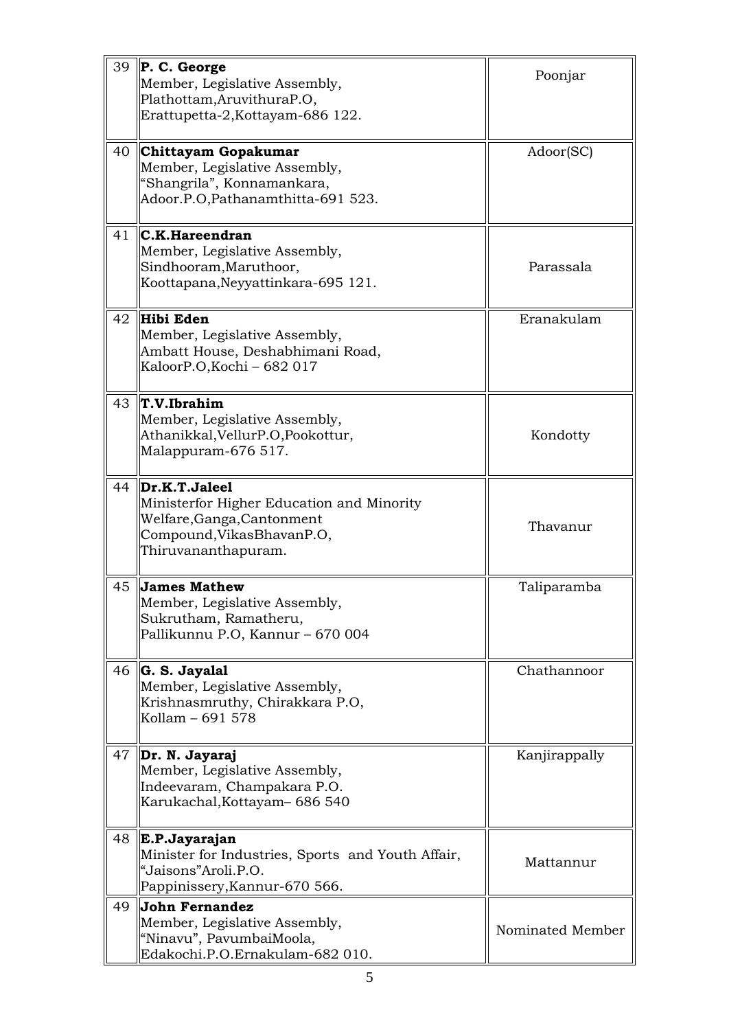| | | |
|---|---|---|
| 39 | **P. C. George**<br>Member, Legislative Assembly,<br>Plathottam,AruvithuraP.O,<br>Erattupetta-2,Kottayam-686 122. | Poonjar |
| 40 | **Chittayam Gopakumar**<br>Member, Legislative Assembly,<br>"Shangrila", Konnamankara,<br>Adoor.P.O,Pathanamthitta-691 523. | Adoor(SC) |
| 41 | **C.K.Hareendran**<br>Member, Legislative Assembly,<br>Sindhooram,Maruthoor,<br>Koottapana,Neyyattinkara-695 121. | Parassala |
| 42 | **Hibi Eden**<br>Member, Legislative Assembly,<br>Ambatt House, Deshabhimani Road,<br>KaloorP.O,Kochi – 682 017 | Eranakulam |
| 43 | **T.V.Ibrahim**<br>Member, Legislative Assembly,<br>Athanikkal,VellurP.O,Pookottur,<br>Malappuram-676 517. | Kondotty |
| 44 | **Dr.K.T.Jaleel**<br>Ministerfor Higher Education and Minority Welfare,Ganga,Cantonment Compound,VikasBhavanP.O,<br>Thiruvananthapuram. | Thavanur |
| 45 | **James Mathew**<br>Member, Legislative Assembly,<br>Sukrutham, Ramatheru,<br>Pallikunnu P.O, Kannur – 670 004 | Taliparamba |
| 46 | **G. S. Jayalal**<br>Member, Legislative Assembly,<br>Krishnasmruthy, Chirakkara P.O,<br>Kollam – 691 578 | Chathannoor |
| 47 | **Dr. N. Jayaraj**<br>Member, Legislative Assembly,<br>Indeevaram, Champakara P.O.<br>Karukachal,Kottayam– 686 540 | Kanjirappally |
| 48 | **E.P.Jayarajan**<br>Minister for Industries, Sports and Youth Affair,<br>"Jaisons"Aroli.P.O.<br>Pappinissery,Kannur-670 566. | Mattannur |
| 49 | **John Fernandez**<br>Member, Legislative Assembly,<br>"Ninavu", PavumbaiMoola,<br>Edakochi.P.O.Ernakulam-682 010. | Nominated Member |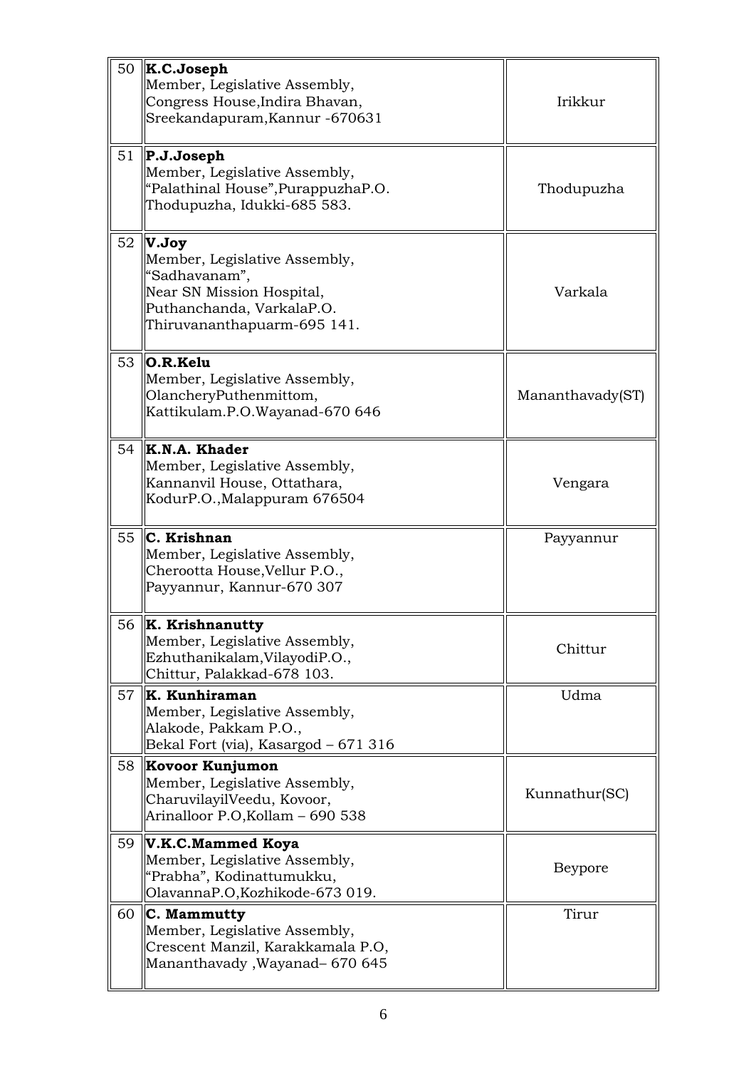| | | |
|---|---|---|
| 50 | **K.C.Joseph**<br>Member, Legislative Assembly,<br>Congress House,Indira Bhavan,<br>Sreekandapuram,Kannur -670631 | Irikkur |
| 51 | **P.J.Joseph**<br>Member, Legislative Assembly,<br>"Palathinal House",PurappuzhaP.O.<br>Thodupuzha, Idukki-685 583. | Thodupuzha |
| 52 | **V.Joy**<br>Member, Legislative Assembly,<br>"Sadhavanam",<br>Near SN Mission Hospital,<br>Puthanchanda, VarkalaP.O.<br>Thiruvananthapuarm-695 141. | Varkala |
| 53 | **O.R.Kelu**<br>Member, Legislative Assembly,<br>OlancheryPuthenmittom,<br>Kattikulam.P.O.Wayanad-670 646 | Mananthavady(ST) |
| 54 | **K.N.A. Khader**<br>Member, Legislative Assembly,<br>Kannanvil House, Ottathara,<br>KodurP.O.,Malappuram 676504 | Vengara |
| 55 | **C. Krishnan**<br>Member, Legislative Assembly,<br>Cherootta House,Vellur P.O.,<br>Payyannur, Kannur-670 307 | Payyannur |
| 56 | **K. Krishnanutty**<br>Member, Legislative Assembly,<br>Ezhuthanikalam,VilayodiP.O.,<br>Chittur, Palakkad-678 103. | Chittur |
| 57 | **K. Kunhiraman**<br>Member, Legislative Assembly,<br>Alakode, Pakkam P.O.,<br>Bekal Fort (via), Kasargod – 671 316 | Udma |
| 58 | **Kovoor Kunjumon**<br>Member, Legislative Assembly,<br>CharuvilayilVeedu, Kovoor,<br>Arinalloor P.O,Kollam – 690 538 | Kunnathur(SC) |
| 59 | **V.K.C.Mammed Koya**<br>Member, Legislative Assembly,<br>"Prabha", Kodinattumukku,<br>OlavannaP.O,Kozhikode-673 019. | Beypore |
| 60 | **C. Mammutty**<br>Member, Legislative Assembly,<br>Crescent Manzil, Karakkamala P.O,<br>Mananthavady ,Wayanad– 670 645 | Tirur |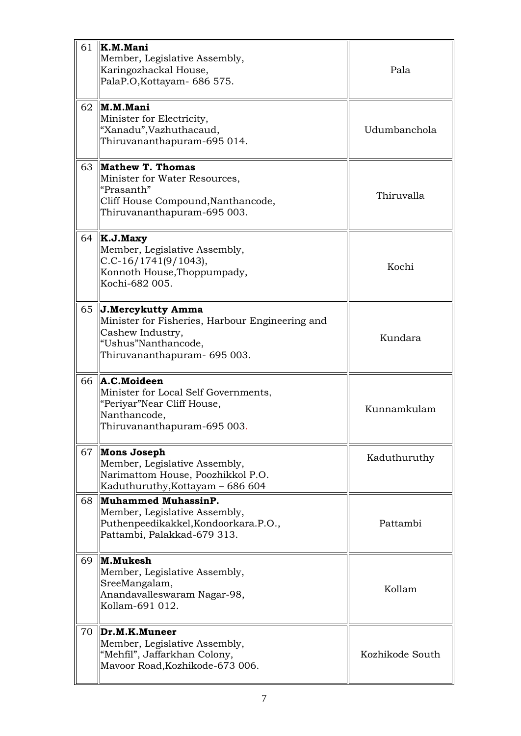| | | |
|---|---|---|
| 61 | **K.M.Mani**<br>Member, Legislative Assembly,<br>Karingozhackal House,<br>PalaP.O,Kottayam- 686 575. | Pala |
| 62 | **M.M.Mani**<br>Minister for Electricity,<br>"Xanadu",Vazhuthacaud,<br>Thiruvananthapuram-695 014. | Udumbanchola |
| 63 | **Mathew T. Thomas**<br>Minister for Water Resources,<br>"Prasanth"<br>Cliff House Compound,Nanthancode,<br>Thiruvananthapuram-695 003. | Thiruvalla |
| 64 | **K.J.Maxy**<br>Member, Legislative Assembly,<br>C.C-16/1741(9/1043),<br>Konnoth House,Thoppumpady,<br>Kochi-682 005. | Kochi |
| 65 | **J.Mercykutty Amma**<br>Minister for Fisheries, Harbour Engineering and Cashew Industry,<br>"Ushus"Nanthancode,<br>Thiruvananthapuram- 695 003. | Kundara |
| 66 | **A.C.Moideen**<br>Minister for Local Self Governments,<br>"Periyar"Near Cliff House,<br>Nanthancode,<br>Thiruvananthapuram-695 003. | Kunnamkulam |
| 67 | **Mons Joseph**<br>Member, Legislative Assembly,<br>Narimattom House, Poozhikkol P.O.<br>Kaduthuruthy,Kottayam – 686 604 | Kaduthuruthy |
| 68 | **Muhammed MuhassinP.**<br>Member, Legislative Assembly,<br>Puthenpeedikakkel,Kondoorkara.P.O.,<br>Pattambi, Palakkad-679 313. | Pattambi |
| 69 | **M.Mukesh**<br>Member, Legislative Assembly,<br>SreeMangalam,<br>Anandavalleswaram Nagar-98,<br>Kollam-691 012. | Kollam |
| 70 | **Dr.M.K.Muneer**<br>Member, Legislative Assembly,<br>"Mehfil", Jaffarkhan Colony,<br>Mavoor Road,Kozhikode-673 006. | Kozhikode South |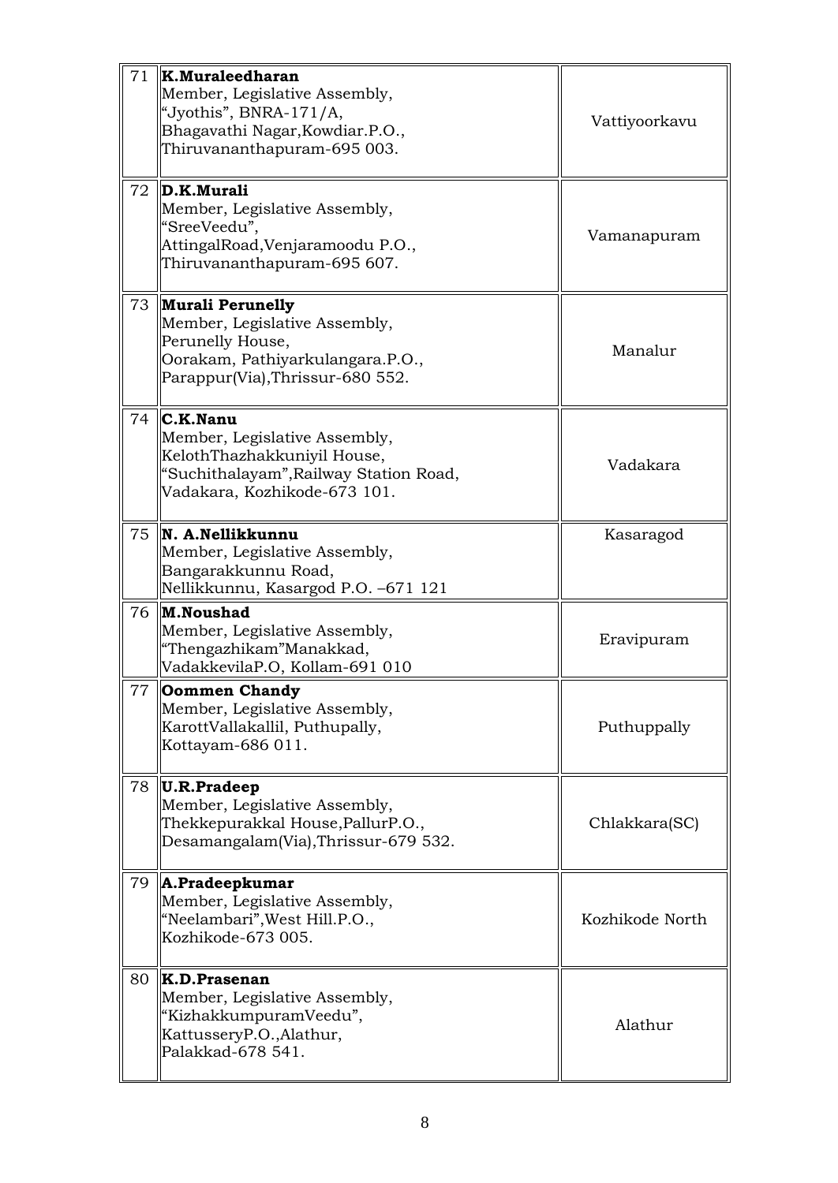| | | |
|---|---|---|
| 71 | **K.Muraleedharan**<br>Member, Legislative Assembly,<br>"Jyothis", BNRA-171/A,<br>Bhagavathi Nagar,Kowdiar.P.O.,<br>Thiruvananthapuram-695 003. | Vattiyoorkavu |
| 72 | **D.K.Murali**<br>Member, Legislative Assembly,<br>"SreeVeedu",<br>AttingalRoad,Venjaramoodu P.O.,<br>Thiruvananthapuram-695 607. | Vamanapuram |
| 73 | **Murali Perunelly**<br>Member, Legislative Assembly,<br>Perunelly House,<br>Oorakam, Pathiyarkulangara.P.O.,<br>Parappur(Via),Thrissur-680 552. | Manalur |
| 74 | **C.K.Nanu**<br>Member, Legislative Assembly,<br>KelothThazhakkuniyil House,<br>"Suchithalayam",Railway Station Road,<br>Vadakara, Kozhikode-673 101. | Vadakara |
| 75 | **N. A.Nellikkunnu**<br>Member, Legislative Assembly,<br>Bangarakkunnu Road,<br>Nellikkunnu, Kasargod P.O. –671 121 | Kasaragod |
| 76 | **M.Noushad**<br>Member, Legislative Assembly,<br>"Thengazhikam"Manakkad,<br>VadakkevilaP.O, Kollam-691 010 | Eravipuram |
| 77 | **Oommen Chandy**<br>Member, Legislative Assembly,<br>KarottVallakallil, Puthupally,<br>Kottayam-686 011. | Puthuppally |
| 78 | **U.R.Pradeep**<br>Member, Legislative Assembly,<br>Thekkepurakkal House,PallurP.O.,<br>Desamangalam(Via),Thrissur-679 532. | Chlakkara(SC) |
| 79 | **A.Pradeepkumar**<br>Member, Legislative Assembly,<br>"Neelambari",West Hill.P.O.,<br>Kozhikode-673 005. | Kozhikode North |
| 80 | **K.D.Prasenan**<br>Member, Legislative Assembly,<br>"KizhakkumpuramVeedu",<br>KattusseryP.O.,Alathur,<br>Palakkad-678 541. | Alathur |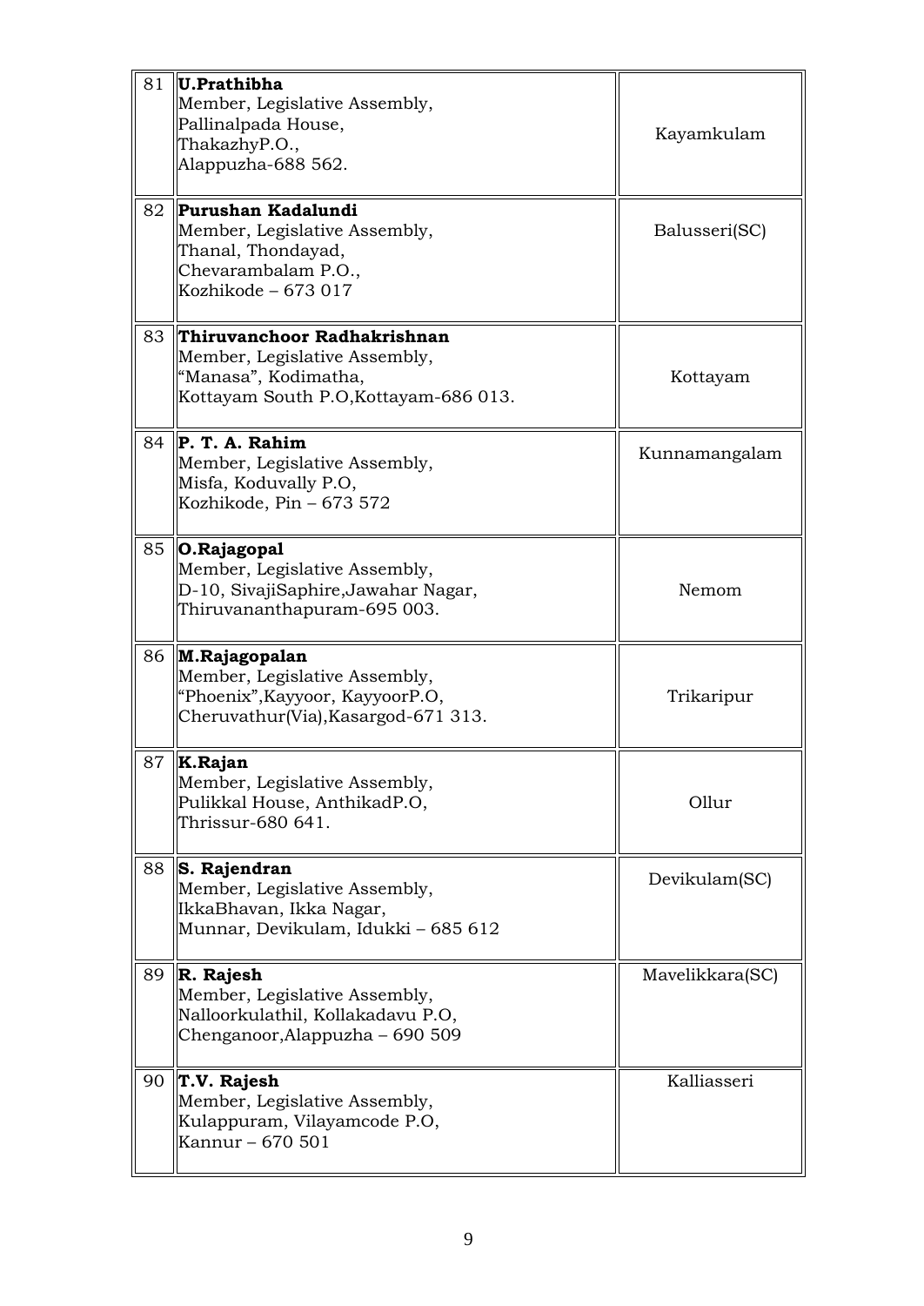| | | |
|---|---|---|
| 81 | **U.Prathibha**<br>Member, Legislative Assembly,<br>Pallinalpada House,<br>ThakazhyP.O.,<br>Alappuzha-688 562. | Kayamkulam |
| 82 | **Purushan Kadalundi**<br>Member, Legislative Assembly,<br>Thanal, Thondayad,<br>Chevarambalam P.O.,<br>Kozhikode – 673 017 | Balusseri(SC) |
| 83 | **Thiruvanchoor Radhakrishnan**<br>Member, Legislative Assembly,<br>"Manasa", Kodimatha,<br>Kottayam South P.O,Kottayam-686 013. | Kottayam |
| 84 | **P. T. A. Rahim**<br>Member, Legislative Assembly,<br>Misfa, Koduvally P.O,<br>Kozhikode, Pin – 673 572 | Kunnamangalam |
| 85 | **O.Rajagopal**<br>Member, Legislative Assembly,<br>D-10, SivajiSaphire,Jawahar Nagar,<br>Thiruvananthapuram-695 003. | Nemom |
| 86 | **M.Rajagopalan**<br>Member, Legislative Assembly,<br>"Phoenix",Kayyoor, KayyoorP.O,<br>Cheruvathur(Via),Kasargod-671 313. | Trikaripur |
| 87 | **K.Rajan**<br>Member, Legislative Assembly,<br>Pulikkal House, AnthikadP.O,<br>Thrissur-680 641. | Ollur |
| 88 | **S. Rajendran**<br>Member, Legislative Assembly,<br>IkkaBhavan, Ikka Nagar,<br>Munnar, Devikulam, Idukki – 685 612 | Devikulam(SC) |
| 89 | **R. Rajesh**<br>Member, Legislative Assembly,<br>Nalloorkulathil, Kollakadavu P.O,<br>Chenganoor,Alappuzha – 690 509 | Mavelikkara(SC) |
| 90 | **T.V. Rajesh**<br>Member, Legislative Assembly,<br>Kulappuram, Vilayamcode P.O,<br>Kannur – 670 501 | Kalliasseri |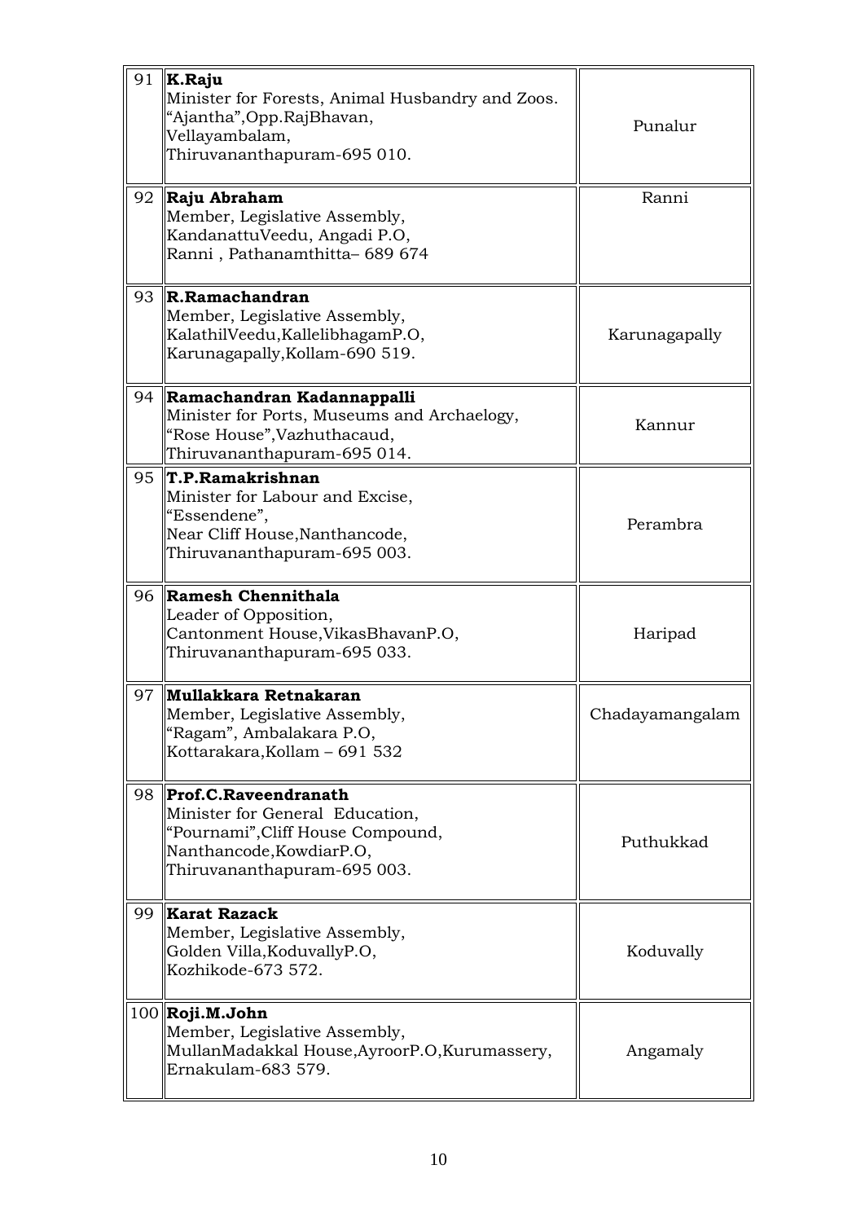| | | |
|---|---|---|
| 91 | **K.Raju**<br>Minister for Forests, Animal Husbandry and Zoos.<br>"Ajantha",Opp.RajBhavan,<br>Vellayambalam,<br>Thiruvananthapuram-695 010. | Punalur |
| 92 | **Raju Abraham**<br>Member, Legislative Assembly,<br>KandanattuVeedu, Angadi P.O,<br>Ranni , Pathanamthitta– 689 674 | Ranni |
| 93 | **R.Ramachandran**<br>Member, Legislative Assembly,<br>KalathilVeedu,KallelibhagamP.O,<br>Karunagapally,Kollam-690 519. | Karunagapally |
| 94 | **Ramachandran Kadannappalli**<br>Minister for Ports, Museums and Archaelogy,<br>"Rose House",Vazhuthacaud,<br>Thiruvananthapuram-695 014. | Kannur |
| 95 | **T.P.Ramakrishnan**<br>Minister for Labour and Excise,<br>"Essendene",<br>Near Cliff House,Nanthancode,<br>Thiruvananthapuram-695 003. | Perambra |
| 96 | **Ramesh Chennithala**<br>Leader of Opposition,<br>Cantonment House,VikasBhavanP.O,<br>Thiruvananthapuram-695 033. | Haripad |
| 97 | **Mullakkara Retnakaran**<br>Member, Legislative Assembly,<br>"Ragam", Ambalakara P.O,<br>Kottarakara,Kollam – 691 532 | Chadayamangalam |
| 98 | **Prof.C.Raveendranath**<br>Minister for General Education,<br>"Pournami",Cliff House Compound,<br>Nanthancode,KowdiarP.O,<br>Thiruvananthapuram-695 003. | Puthukkad |
| 99 | **Karat Razack**<br>Member, Legislative Assembly,<br>Golden Villa,KoduvallyP.O,<br>Kozhikode-673 572. | Koduvally |
| 100 | **Roji.M.John**<br>Member, Legislative Assembly,<br>MullanMadakkal House,AyroorP.O,Kurumassery,<br>Ernakulam-683 579. | Angamaly |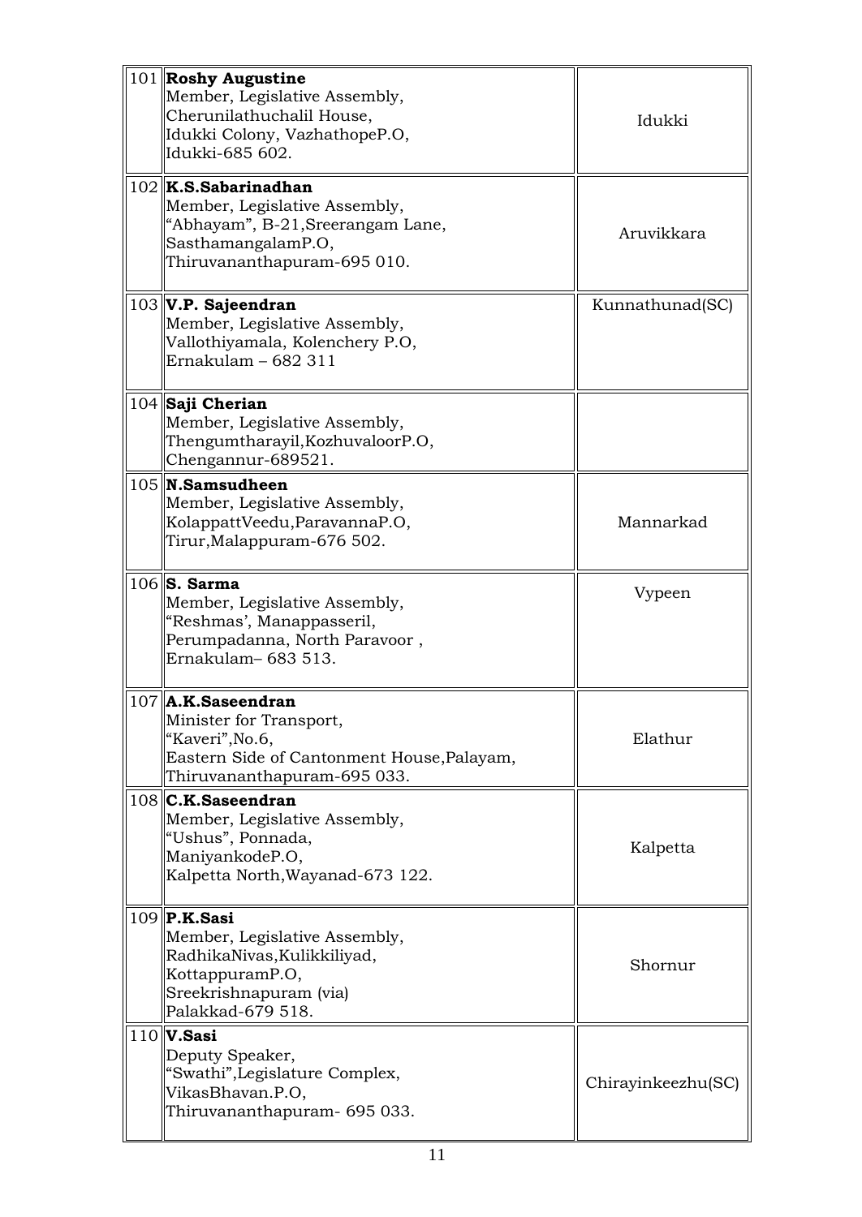| | | |
|---|---|---|
| 101 | **Roshy Augustine**<br>Member, Legislative Assembly,<br>Cherunilathuchalil House,<br>Idukki Colony, VazhathopeP.O,<br>Idukki-685 602. | Idukki |
| 102 | **K.S.Sabarinadhan**<br>Member, Legislative Assembly,<br>"Abhayam", B-21,Sreerangam Lane,<br>SasthamangalamP.O,<br>Thiruvananthapuram-695 010. | Aruvikkara |
| 103 | **V.P. Sajeendran**<br>Member, Legislative Assembly,<br>Vallothiyamala, Kolenchery P.O,<br>Ernakulam – 682 311 | Kunnathunad(SC) |
| 104 | **Saji Cherian**<br>Member, Legislative Assembly,<br>Thengumtharayil,KozhuvaloorP.O,<br>Chengannur-689521. | |
| 105 | **N.Samsudheen**<br>Member, Legislative Assembly,<br>KolappattVeedu,ParavannaP.O,<br>Tirur,Malappuram-676 502. | Mannarkad |
| 106 | **S. Sarma**<br>Member, Legislative Assembly,<br>"Reshmas', Manappasseril,<br>Perumpadanna, North Paravoor ,<br>Ernakulam– 683 513. | Vypeen |
| 107 | **A.K.Saseendran**<br>Minister for Transport,<br>"Kaveri",No.6,<br>Eastern Side of Cantonment House,Palayam,<br>Thiruvananthapuram-695 033. | Elathur |
| 108 | **C.K.Saseendran**<br>Member, Legislative Assembly,<br>"Ushus", Ponnada,<br>ManiyankodeP.O,<br>Kalpetta North,Wayanad-673 122. | Kalpetta |
| 109 | **P.K.Sasi**<br>Member, Legislative Assembly,<br>RadhikaNivas,Kulikkiliyad,<br>KottappuramP.O,<br>Sreekrishnapuram (via)<br>Palakkad-679 518. | Shornur |
| 110 | **V.Sasi**<br>Deputy Speaker,<br>"Swathi",Legislature Complex,<br>VikasBhavan.P.O,<br>Thiruvananthapuram- 695 033. | Chirayinkeezhu(SC) |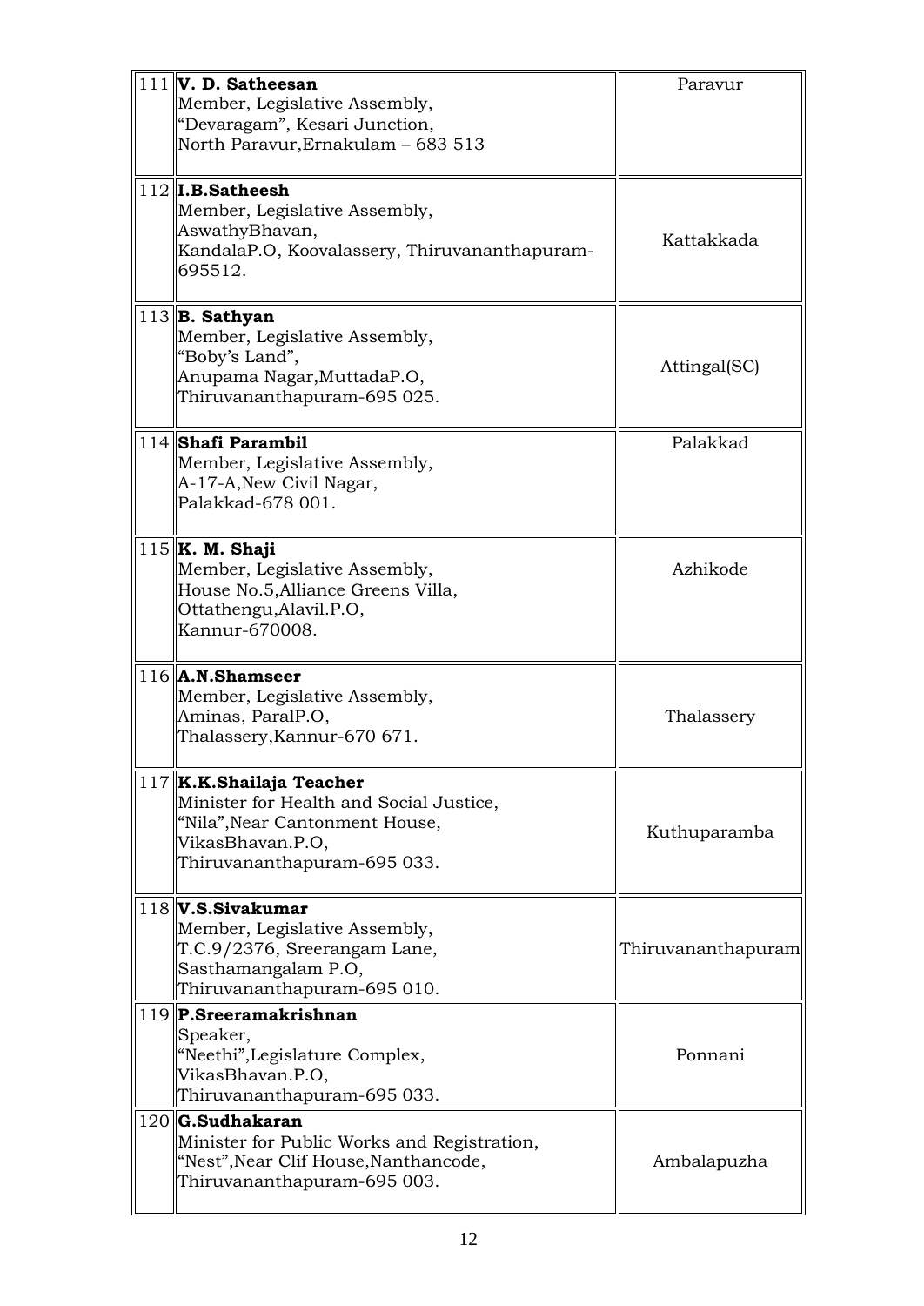| | | |
|---|---|---|
| 111 | **V. D. Satheesan**<br>Member, Legislative Assembly,<br>"Devaragam", Kesari Junction,<br>North Paravur,Ernakulam – 683 513 | Paravur |
| 112 | **I.B.Satheesh**<br>Member, Legislative Assembly,<br>AswathyBhavan,<br>KandalaP.O, Koovalassery, Thiruvananthapuram-695512. | Kattakkada |
| 113 | **B. Sathyan**<br>Member, Legislative Assembly,<br>"Boby's Land",<br>Anupama Nagar,MuttadaP.O,<br>Thiruvananthapuram-695 025. | Attingal(SC) |
| 114 | **Shafi Parambil**<br>Member, Legislative Assembly,<br>A-17-A,New Civil Nagar,<br>Palakkad-678 001. | Palakkad |
| 115 | **K. M. Shaji**<br>Member, Legislative Assembly,<br>House No.5,Alliance Greens Villa,<br>Ottathengu,Alavil.P.O,<br>Kannur-670008. | Azhikode |
| 116 | **A.N.Shamseer**<br>Member, Legislative Assembly,<br>Aminas, ParalP.O,<br>Thalassery,Kannur-670 671. | Thalassery |
| 117 | **K.K.Shailaja Teacher**<br>Minister for Health and Social Justice,<br>"Nila",Near Cantonment House,<br>VikasBhavan.P.O,<br>Thiruvananthapuram-695 033. | Kuthuparamba |
| 118 | **V.S.Sivakumar**<br>Member, Legislative Assembly,<br>T.C.9/2376, Sreerangam Lane,<br>Sasthamangalam P.O,<br>Thiruvananthapuram-695 010. | Thiruvananthapuram |
| 119 | **P.Sreeramakrishnan**<br>Speaker,<br>"Neethi",Legislature Complex,<br>VikasBhavan.P.O,<br>Thiruvananthapuram-695 033. | Ponnani |
| 120 | **G.Sudhakaran**<br>Minister for Public Works and Registration,<br>"Nest",Near Clif House,Nanthancode,<br>Thiruvananthapuram-695 003. | Ambalapuzha |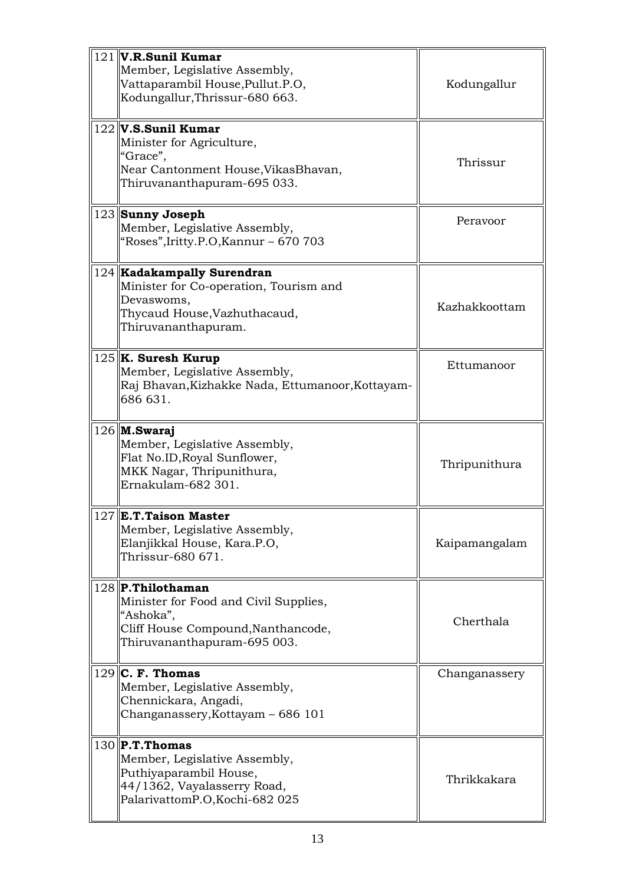| | | |
|---|---|---|
| 121 | **V.R.Sunil Kumar**<br>Member, Legislative Assembly,<br>Vattaparambil House,Pullut.P.O,<br>Kodungallur,Thrissur-680 663. | Kodungallur |
| 122 | **V.S.Sunil Kumar**<br>Minister for Agriculture,<br>"Grace",<br>Near Cantonment House,VikasBhavan,<br>Thiruvananthapuram-695 033. | Thrissur |
| 123 | **Sunny Joseph**<br>Member, Legislative Assembly,<br>"Roses",Iritty.P.O,Kannur – 670 703 | Peravoor |
| 124 | **Kadakampally Surendran**<br>Minister for Co-operation, Tourism and Devaswoms,<br>Thycaud House,Vazhuthacaud,<br>Thiruvananthapuram. | Kazhakkoottam |
| 125 | **K. Suresh Kurup**<br>Member, Legislative Assembly,<br>Raj Bhavan,Kizhakke Nada, Ettumanoor,Kottayam-686 631. | Ettumanoor |
| 126 | **M.Swaraj**<br>Member, Legislative Assembly,<br>Flat No.ID,Royal Sunflower,<br>MKK Nagar, Thripunithura,<br>Ernakulam-682 301. | Thripunithura |
| 127 | **E.T.Taison Master**<br>Member, Legislative Assembly,<br>Elanjikkal House, Kara.P.O,<br>Thrissur-680 671. | Kaipamangalam |
| 128 | **P.Thilothaman**<br>Minister for Food and Civil Supplies,<br>"Ashoka",<br>Cliff House Compound,Nanthancode,<br>Thiruvananthapuram-695 003. | Cherthala |
| 129 | **C. F. Thomas**<br>Member, Legislative Assembly,<br>Chennickara, Angadi,<br>Changanassery,Kottayam – 686 101 | Changanassery |
| 130 | **P.T.Thomas**<br>Member, Legislative Assembly,<br>Puthiyaparambil House,<br>44/1362, Vayalasserry Road,<br>PalarivattomP.O,Kochi-682 025 | Thrikkakara |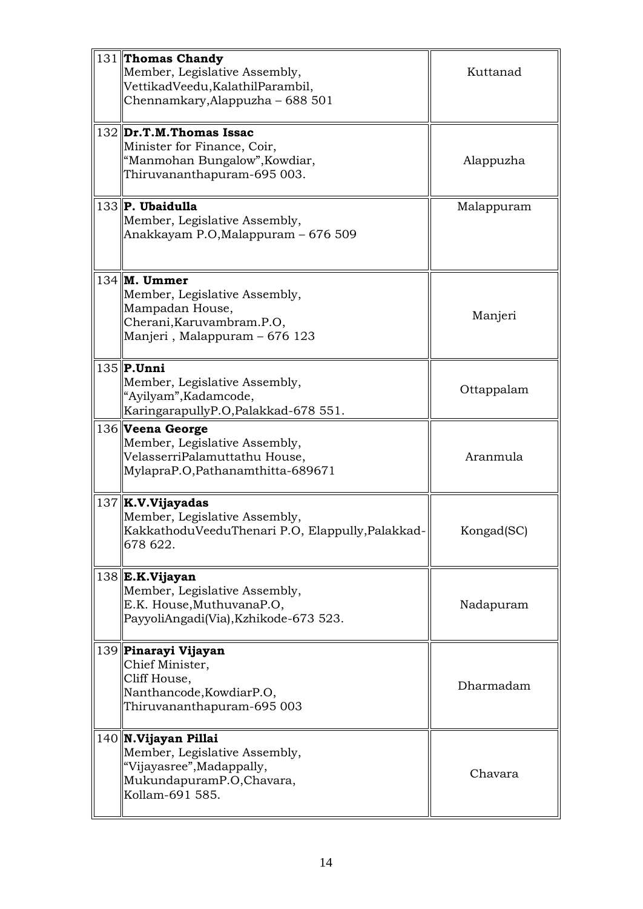| | | |
|---|---|---|
| 131 | **Thomas Chandy**<br>Member, Legislative Assembly,<br>VettikadVeedu,KalathilParambil,<br>Chennamkary,Alappuzha – 688 501 | Kuttanad |
| 132 | **Dr.T.M.Thomas Issac**<br>Minister for Finance, Coir,<br>"Manmohan Bungalow",Kowdiar,<br>Thiruvananthapuram-695 003. | Alappuzha |
| 133 | **P. Ubaidulla**<br>Member, Legislative Assembly,<br>Anakkayam P.O,Malappuram – 676 509 | Malappuram |
| 134 | **M. Ummer**<br>Member, Legislative Assembly,<br>Mampadan House,<br>Cherani,Karuvambram.P.O,<br>Manjeri , Malappuram – 676 123 | Manjeri |
| 135 | **P.Unni**<br>Member, Legislative Assembly,<br>"Ayilyam",Kadamcode,<br>KaringarapullyP.O,Palakkad-678 551. | Ottappalam |
| 136 | **Veena George**<br>Member, Legislative Assembly,<br>VelasserriPalamuttathu House,<br>MylapraP.O,Pathanamthitta-689671 | Aranmula |
| 137 | **K.V.Vijayadas**<br>Member, Legislative Assembly,<br>KakkathoduVeeduThenari P.O, Elappully,Palakkad-678 622. | Kongad(SC) |
| 138 | **E.K.Vijayan**<br>Member, Legislative Assembly,<br>E.K. House,MuthuvanaP.O,<br>PayyoliAngadi(Via),Kzhikode-673 523. | Nadapuram |
| 139 | **Pinarayi Vijayan**<br>Chief Minister,<br>Cliff House,<br>Nanthancode,KowdiarP.O,<br>Thiruvananthapuram-695 003 | Dharmadam |
| 140 | **N.Vijayan Pillai**<br>Member, Legislative Assembly,<br>"Vijayasree",Madappally,<br>MukundapuramP.O,Chavara,<br>Kollam-691 585. | Chavara |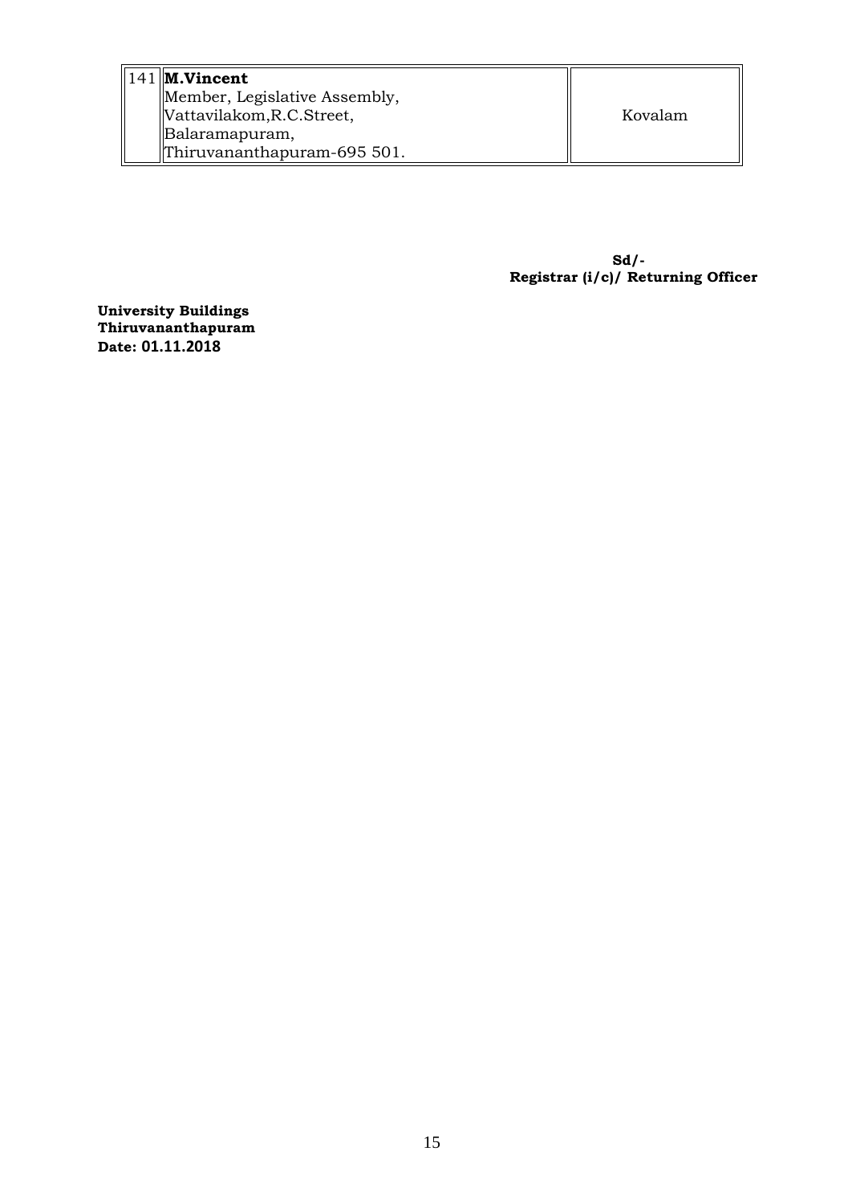| | | |
|---|---|---|
| 141 | **M.Vincent**<br>Member, Legislative Assembly,<br>Vattavilakom,R.C.Street,<br>Balaramapuram,<br>Thiruvananthapuram-695 501. | Kovalam |

**Sd/-**
**Registrar (i/c)/ Returning Officer**

**University Buildings**
**Thiruvananthapuram**
**Date: 01.11.2018**